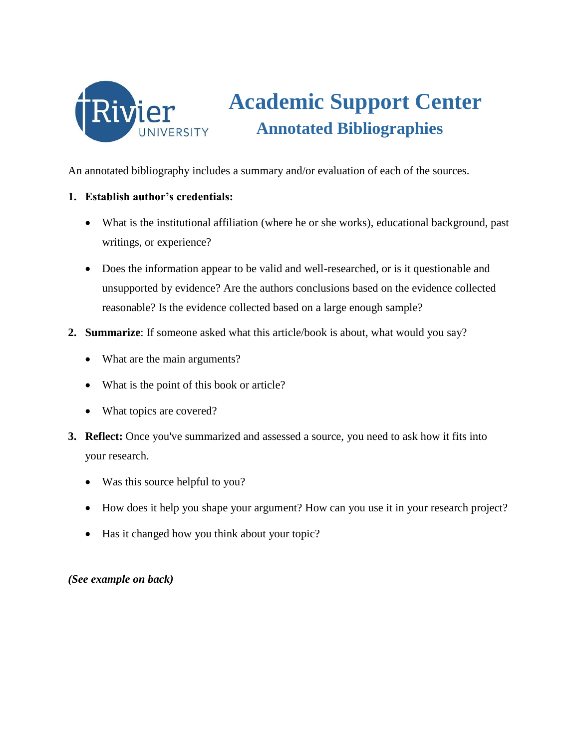# Academic Support Center

## Annotated Bibliographies

An annotated bibliography includes a summary and/or evaluation of each of the sources.

1. **Establish author's credentials:**
   - What is the institutional affiliation (where he or she works), educational background, past writings, or experience?
   - Does the information appear to be valid and well-researched, or is it questionable and unsupported by evidence? Are the authors conclusions based on the evidence collected reasonable? Is the evidence collected based on a large enough sample?
2. **Summarize**: If someone asked what this article/book is about, what would you say?
   - What are the main arguments?
   - What is the point of this book or article?
   - What topics are covered?
3. **Reflect:** Once you've summarized and assessed a source, you need to ask how it fits into your research.
   - Was this source helpful to you?
   - How does it help you shape your argument? How can you use it in your research project?
   - Has it changed how you think about your topic?

***(See example on back)***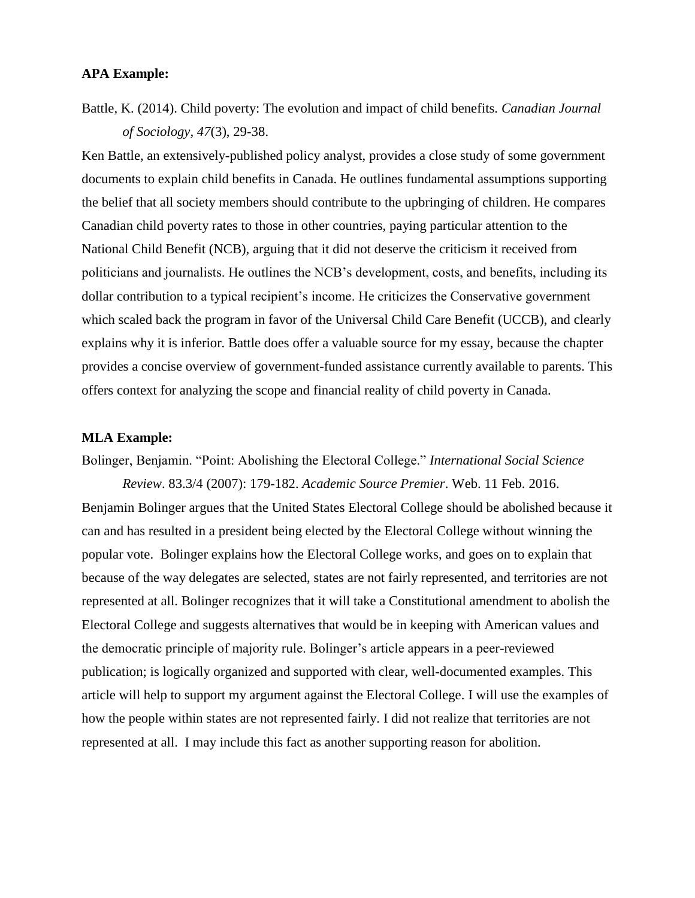**APA Example:**

Battle, K. (2014). Child poverty: The evolution and impact of child benefits. *Canadian Journal of Sociology, 47*(3), 29-38.

Ken Battle, an extensively-published policy analyst, provides a close study of some government documents to explain child benefits in Canada. He outlines fundamental assumptions supporting the belief that all society members should contribute to the upbringing of children. He compares Canadian child poverty rates to those in other countries, paying particular attention to the National Child Benefit (NCB), arguing that it did not deserve the criticism it received from politicians and journalists. He outlines the NCB's development, costs, and benefits, including its dollar contribution to a typical recipient's income. He criticizes the Conservative government which scaled back the program in favor of the Universal Child Care Benefit (UCCB), and clearly explains why it is inferior. Battle does offer a valuable source for my essay, because the chapter provides a concise overview of government-funded assistance currently available to parents. This offers context for analyzing the scope and financial reality of child poverty in Canada.

**MLA Example:**

Bolinger, Benjamin. "Point: Abolishing the Electoral College." *International Social Science Review*. 83.3/4 (2007): 179-182. *Academic Source Premier*. Web. 11 Feb. 2016.

Benjamin Bolinger argues that the United States Electoral College should be abolished because it can and has resulted in a president being elected by the Electoral College without winning the popular vote. Bolinger explains how the Electoral College works, and goes on to explain that because of the way delegates are selected, states are not fairly represented, and territories are not represented at all. Bolinger recognizes that it will take a Constitutional amendment to abolish the Electoral College and suggests alternatives that would be in keeping with American values and the democratic principle of majority rule. Bolinger's article appears in a peer-reviewed publication; is logically organized and supported with clear, well-documented examples. This article will help to support my argument against the Electoral College. I will use the examples of how the people within states are not represented fairly. I did not realize that territories are not represented at all. I may include this fact as another supporting reason for abolition.